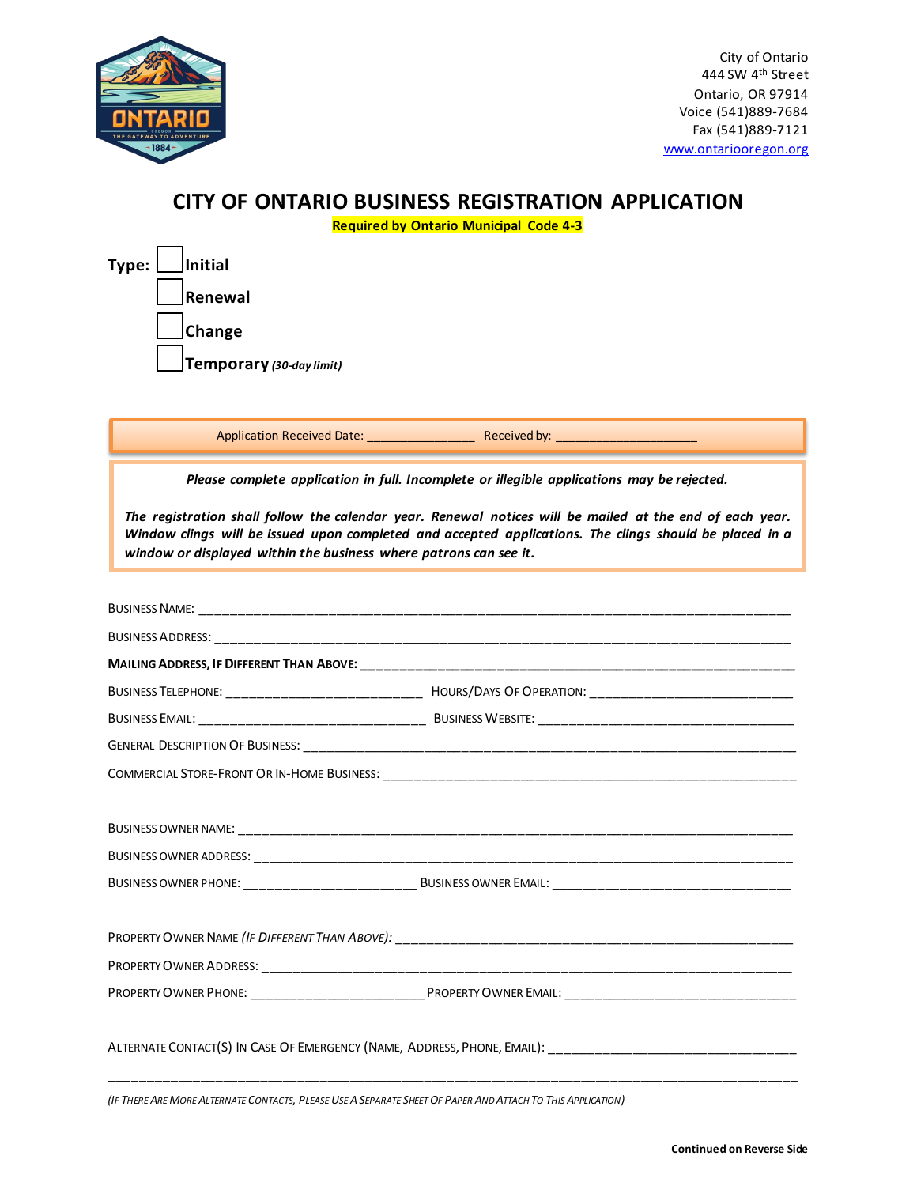City of Ontario
444 SW 4th Street
Ontario, OR 97914
Voice (541)889-7684
Fax (541)889-7121
www.ontariooregon.org

# CITY OF ONTARIO BUSINESS REGISTRATION APPLICATION

**Required by Ontario Municipal Code 4-3**

**Type:**
- ☐ **Initial**
- ☐ **Renewal**
- ☐ **Change**
- ☐ **Temporary** ***(30-day limit)***

Application Received Date: _______________ Received by: ____________________

***Please complete application in full. Incomplete or illegible applications may be rejected.***

***The registration shall follow the calendar year. Renewal notices will be mailed at the end of each year. Window clings will be issued upon completed and accepted applications. The clings should be placed in a window or displayed within the business where patrons can see it.***

BUSINESS NAME: ____________________________________________________________

BUSINESS ADDRESS: ____________________________________________________________

**MAILING ADDRESS, IF DIFFERENT THAN ABOVE:** ____________________________________________

BUSINESS TELEPHONE: ___________________________ HOURS/DAYS OF OPERATION: ____________________________

BUSINESS EMAIL: _______________________________ BUSINESS WEBSITE: ____________________________________

GENERAL DESCRIPTION OF BUSINESS: ____________________________________________________________

COMMERCIAL STORE-FRONT OR IN-HOME BUSINESS: ____________________________________________________

BUSINESS OWNER NAME: ____________________________________________________________

BUSINESS OWNER ADDRESS: ____________________________________________________________

BUSINESS OWNER PHONE: ________________________ BUSINESS OWNER EMAIL: __________________________________

PROPERTY OWNER NAME *(IF DIFFERENT THAN ABOVE)*: ____________________________________________________

PROPERTY OWNER ADDRESS: ____________________________________________________________

PROPERTY OWNER PHONE: ________________________ PROPERTY OWNER EMAIL: ________________________________

ALTERNATE CONTACT(S) IN CASE OF EMERGENCY (NAME, ADDRESS, PHONE, EMAIL): ________________________________

____________________________________________________________________________________________

*(IF THERE ARE MORE ALTERNATE CONTACTS, PLEASE USE A SEPARATE SHEET OF PAPER AND ATTACH TO THIS APPLICATION)*

**Continued on Reverse Side**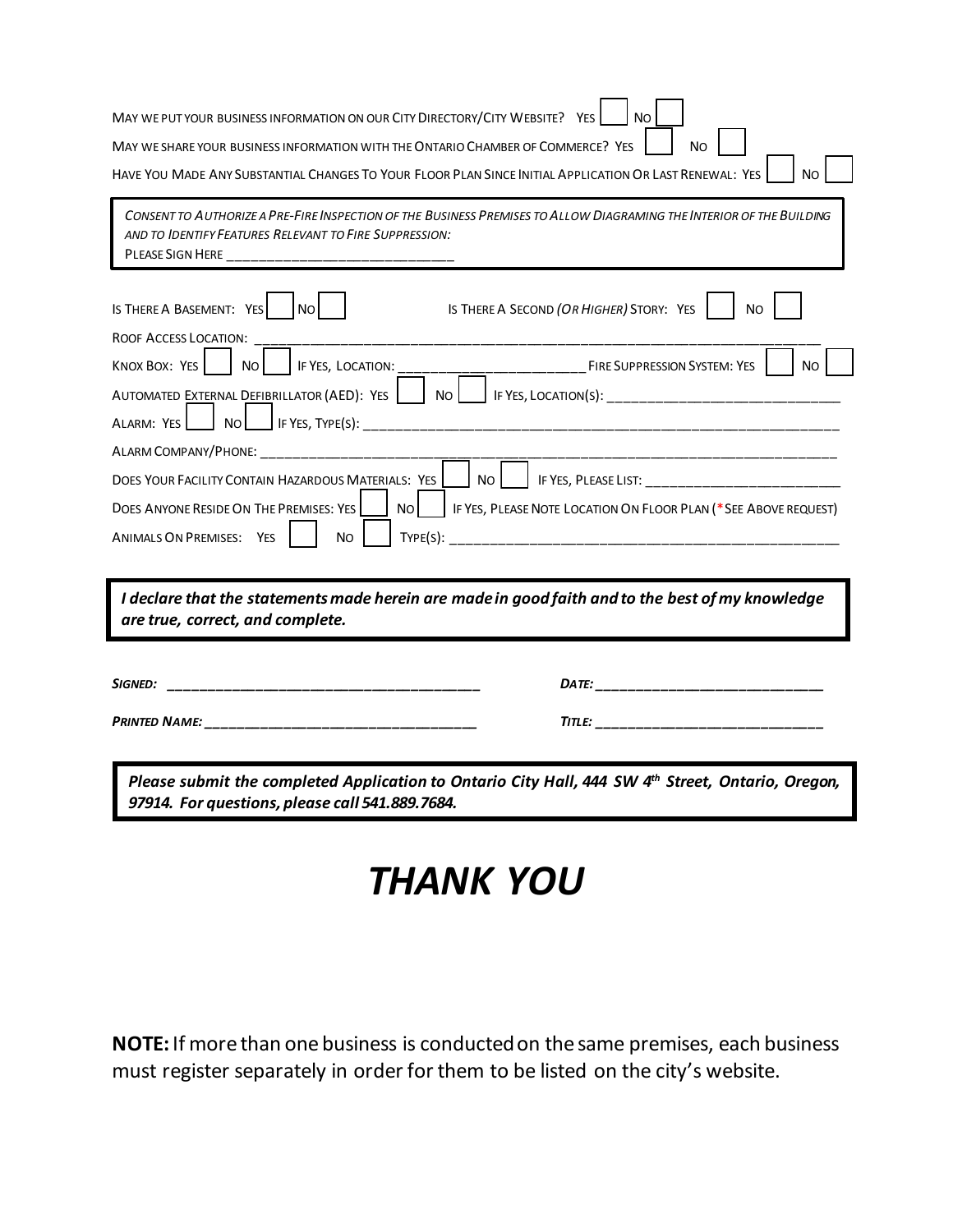May we put your business information on our City Directory/City Website? Yes ☐ No ☐

May we share your business information with the Ontario Chamber of Commerce? Yes ☐ No ☐

Have You Made Any Substantial Changes To Your Floor Plan Since Initial Application Or Last Renewal: Yes ☐ No ☐

*Consent to Authorize a Pre-Fire Inspection of the Business Premises to Allow Diagraming the Interior of the Building and to Identify Features Relevant to Fire Suppression:*
Please Sign Here ____________________________

Is There A Basement: Yes ☐ No ☐ Is There A Second *(Or Higher)* Story: Yes ☐ No ☐

Roof Access Location: ____________________________________________________________________________

Knox Box: Yes ☐ No ☐ If Yes, Location: ________________________ Fire Suppression System: Yes ☐ No ☐

Automated External Defibrillator (AED): Yes ☐ No ☐ If Yes, Location(s): ______________________________

Alarm: Yes ☐ No ☐ If Yes, Type(s): ______________________________________________________________

Alarm Company/Phone: ____________________________________________________________________________

Does Your Facility Contain Hazardous Materials: Yes ☐ No ☐ If Yes, Please List: __________________________

Does Anyone Reside On The Premises: Yes ☐ No ☐ If Yes, Please Note Location On Floor Plan (*See Above request)

Animals On Premises: Yes ☐ No ☐ Type(s): _________________________________________________

***I declare that the statements made herein are made in good faith and to the best of my knowledge are true, correct, and complete.***

***Signed:*** ______________________________________ ***Date:*** ______________________________

***Printed Name:*** __________________________________ ***Title:*** ______________________________

***Please submit the completed Application to Ontario City Hall, 444 SW 4th Street, Ontario, Oregon, 97914. For questions, please call 541.889.7684.***

# *THANK YOU*

**NOTE:** If more than one business is conducted on the same premises, each business must register separately in order for them to be listed on the city's website.